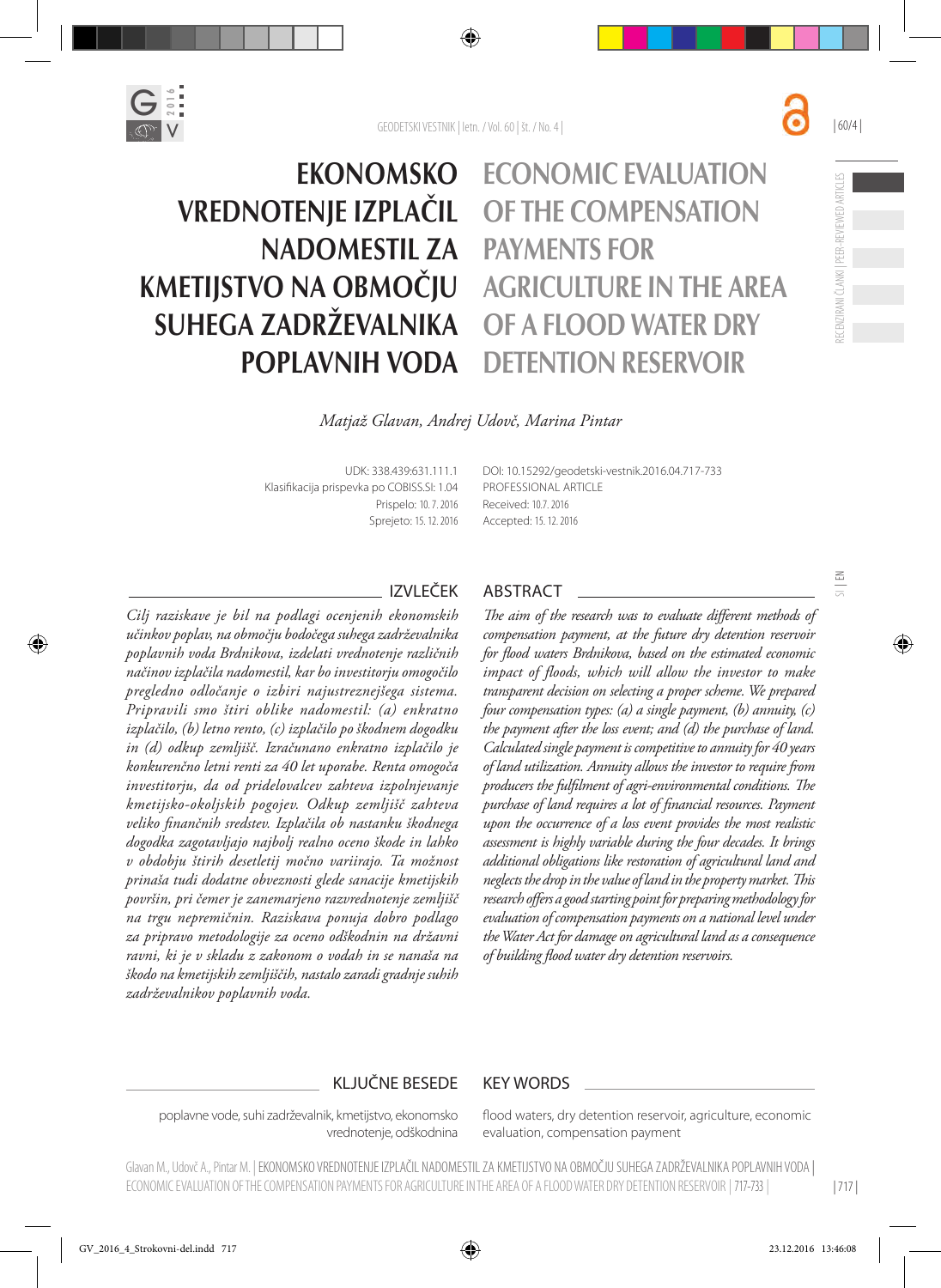# EKONOMSKO VREDNOTENJE IZPLAČIL NADOMESTIL ZA KMETIJSTVO NA OBMOČJU SUHEGA ZADRŽEVALNIKA POPLAVNIH VODA

# ECONOMIC EVALUATION OF THE COMPENSATION PAYMENTS FOR AGRICULTURE IN THE AREA OF A FLOOD WATER DRY DETENTION RESERVOIR

*Matjaž Glavan, Andrej Udovč, Marina Pintar*

UDK: 338.439:631.111.1
Klasifikacija prispevka po COBISS.SI: 1.04
Prispelo: 10. 7. 2016
Sprejeto: 15. 12. 2016

DOI: 10.15292/geodetski-vestnik.2016.04.717-733
PROFESSIONAL ARTICLE
Received: 10.7. 2016
Accepted: 15. 12. 2016

## IZVLEČEK

*Cilj raziskave je bil na podlagi ocenjenih ekonomskih učinkov poplav, na območju bodočega suhega zadrževalnika poplavnih voda Brdnikova, izdelati vrednotenje različnih načinov izplačila nadomestil, kar bo investitorju omogočilo pregledno odločanje o izbiri najustreznejšega sistema. Pripravili smo štiri oblike nadomestil: (a) enkratno izplačilo, (b) letno rento, (c) izplačilo po škodnem dogodku in (d) odkup zemljišč. Izračunano enkratno izplačilo je konkurenčno letni renti za 40 let uporabe. Renta omogoča investitorju, da od pridelovalcev zahteva izpolnjevanje kmetijsko-okoljskih pogojev. Odkup zemljišč zahteva veliko finančnih sredstev. Izplačila ob nastanku škodnega dogodka zagotavljajo najbolj realno oceno škode in lahko v obdobju štirih desetletij močno variirajo. Ta možnost prinaša tudi dodatne obveznosti glede sanacije kmetijskih površin, pri čemer je zanemarjeno razvrednotenje zemljišč na trgu nepremičnin. Raziskava ponuja dobro podlago za pripravo metodologije za oceno odškodnin na državni ravni, ki je v skladu z zakonom o vodah in se nanaša na škodo na kmetijskih zemljiščih, nastalo zaradi gradnje suhih zadrževalnikov poplavnih voda.*

## ABSTRACT

*The aim of the research was to evaluate different methods of compensation payment, at the future dry detention reservoir for flood waters Brdnikova, based on the estimated economic impact of floods, which will allow the investor to make transparent decision on selecting a proper scheme. We prepared four compensation types: (a) a single payment, (b) annuity, (c) the payment after the loss event; and (d) the purchase of land. Calculated single payment is competitive to annuity for 40 years of land utilization. Annuity allows the investor to require from producers the fulfilment of agri-environmental conditions. The purchase of land requires a lot of financial resources. Payment upon the occurrence of a loss event provides the most realistic assessment is highly variable during the four decades. It brings additional obligations like restoration of agricultural land and neglects the drop in the value of land in the property market. This research offers a good starting point for preparing methodology for evaluation of compensation payments on a national level under the Water Act for damage on agricultural land as a consequence of building flood water dry detention reservoirs.*

## KLJUČNE BESEDE

poplavne vode, suhi zadrževalnik, kmetijstvo, ekonomsko vrednotenje, odškodnina

## KEY WORDS

flood waters, dry detention reservoir, agriculture, economic evaluation, compensation payment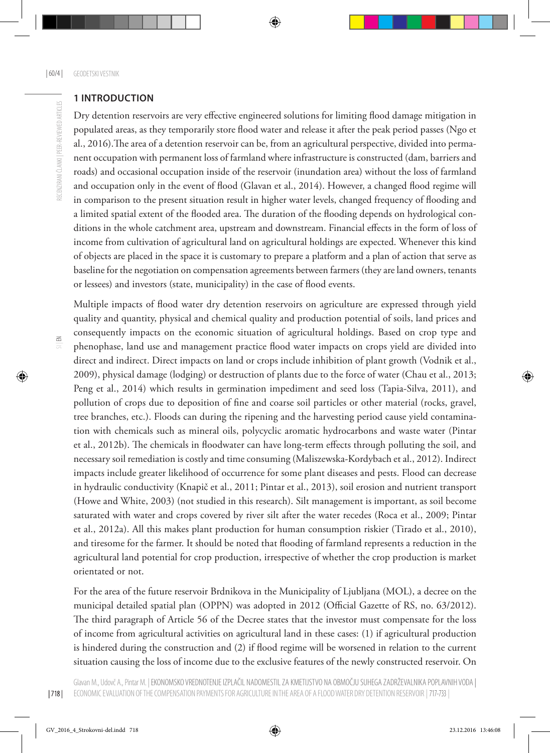## 1 INTRODUCTION

Dry detention reservoirs are very effective engineered solutions for limiting flood damage mitigation in populated areas, as they temporarily store flood water and release it after the peak period passes (Ngo et al., 2016).The area of a detention reservoir can be, from an agricultural perspective, divided into permanent occupation with permanent loss of farmland where infrastructure is constructed (dam, barriers and roads) and occasional occupation inside of the reservoir (inundation area) without the loss of farmland and occupation only in the event of flood (Glavan et al., 2014). However, a changed flood regime will in comparison to the present situation result in higher water levels, changed frequency of flooding and a limited spatial extent of the flooded area. The duration of the flooding depends on hydrological conditions in the whole catchment area, upstream and downstream. Financial effects in the form of loss of income from cultivation of agricultural land on agricultural holdings are expected. Whenever this kind of objects are placed in the space it is customary to prepare a platform and a plan of action that serve as baseline for the negotiation on compensation agreements between farmers (they are land owners, tenants or lessees) and investors (state, municipality) in the case of flood events.

Multiple impacts of flood water dry detention reservoirs on agriculture are expressed through yield quality and quantity, physical and chemical quality and production potential of soils, land prices and consequently impacts on the economic situation of agricultural holdings. Based on crop type and phenophase, land use and management practice flood water impacts on crops yield are divided into direct and indirect. Direct impacts on land or crops include inhibition of plant growth (Vodnik et al., 2009), physical damage (lodging) or destruction of plants due to the force of water (Chau et al., 2013; Peng et al., 2014) which results in germination impediment and seed loss (Tapia-Silva, 2011), and pollution of crops due to deposition of fine and coarse soil particles or other material (rocks, gravel, tree branches, etc.). Floods can during the ripening and the harvesting period cause yield contamination with chemicals such as mineral oils, polycyclic aromatic hydrocarbons and waste water (Pintar et al., 2012b). The chemicals in floodwater can have long-term effects through polluting the soil, and necessary soil remediation is costly and time consuming (Maliszewska-Kordybach et al., 2012). Indirect impacts include greater likelihood of occurrence for some plant diseases and pests. Flood can decrease in hydraulic conductivity (Knapič et al., 2011; Pintar et al., 2013), soil erosion and nutrient transport (Howe and White, 2003) (not studied in this research). Silt management is important, as soil become saturated with water and crops covered by river silt after the water recedes (Roca et al., 2009; Pintar et al., 2012a). All this makes plant production for human consumption riskier (Tirado et al., 2010), and tiresome for the farmer. It should be noted that flooding of farmland represents a reduction in the agricultural land potential for crop production, irrespective of whether the crop production is market orientated or not.

For the area of the future reservoir Brdnikova in the Municipality of Ljubljana (MOL), a decree on the municipal detailed spatial plan (OPPN) was adopted in 2012 (Official Gazette of RS, no. 63/2012). The third paragraph of Article 56 of the Decree states that the investor must compensate for the loss of income from agricultural activities on agricultural land in these cases: (1) if agricultural production is hindered during the construction and (2) if flood regime will be worsened in relation to the current situation causing the loss of income due to the exclusive features of the newly constructed reservoir. On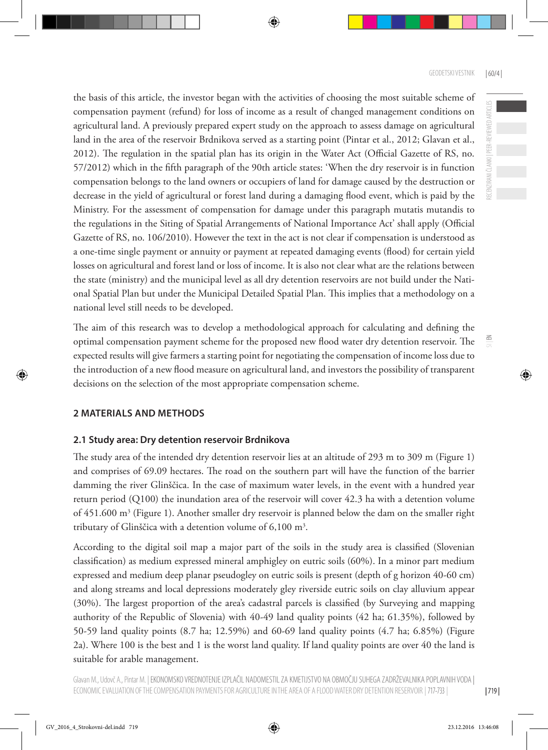the basis of this article, the investor began with the activities of choosing the most suitable scheme of compensation payment (refund) for loss of income as a result of changed management conditions on agricultural land. A previously prepared expert study on the approach to assess damage on agricultural land in the area of the reservoir Brdnikova served as a starting point (Pintar et al., 2012; Glavan et al., 2012). The regulation in the spatial plan has its origin in the Water Act (Official Gazette of RS, no. 57/2012) which in the fifth paragraph of the 90th article states: 'When the dry reservoir is in function compensation belongs to the land owners or occupiers of land for damage caused by the destruction or decrease in the yield of agricultural or forest land during a damaging flood event, which is paid by the Ministry. For the assessment of compensation for damage under this paragraph mutatis mutandis to the regulations in the Siting of Spatial Arrangements of National Importance Act' shall apply (Official Gazette of RS, no. 106/2010). However the text in the act is not clear if compensation is understood as a one-time single payment or annuity or payment at repeated damaging events (flood) for certain yield losses on agricultural and forest land or loss of income. It is also not clear what are the relations between the state (ministry) and the municipal level as all dry detention reservoirs are not build under the National Spatial Plan but under the Municipal Detailed Spatial Plan. This implies that a methodology on a national level still needs to be developed.

The aim of this research was to develop a methodological approach for calculating and defining the optimal compensation payment scheme for the proposed new flood water dry detention reservoir. The expected results will give farmers a starting point for negotiating the compensation of income loss due to the introduction of a new flood measure on agricultural land, and investors the possibility of transparent decisions on the selection of the most appropriate compensation scheme.

## 2 MATERIALS AND METHODS

### 2.1 Study area: Dry detention reservoir Brdnikova

The study area of the intended dry detention reservoir lies at an altitude of 293 m to 309 m (Figure 1) and comprises of 69.09 hectares. The road on the southern part will have the function of the barrier damming the river Glinščica. In the case of maximum water levels, in the event with a hundred year return period (Q100) the inundation area of the reservoir will cover 42.3 ha with a detention volume of 451.600 m$^3$ (Figure 1). Another smaller dry reservoir is planned below the dam on the smaller right tributary of Glinščica with a detention volume of 6,100 m$^3$.

According to the digital soil map a major part of the soils in the study area is classified (Slovenian classification) as medium expressed mineral amphigley on eutric soils (60%). In a minor part medium expressed and medium deep planar pseudogley on eutric soils is present (depth of g horizon 40-60 cm) and along streams and local depressions moderately gley riverside eutric soils on clay alluvium appear (30%). The largest proportion of the area's cadastral parcels is classified (by Surveying and mapping authority of the Republic of Slovenia) with 40-49 land quality points (42 ha; 61.35%), followed by 50-59 land quality points (8.7 ha; 12.59%) and 60-69 land quality points (4.7 ha; 6.85%) (Figure 2a). Where 100 is the best and 1 is the worst land quality. If land quality points are over 40 the land is suitable for arable management.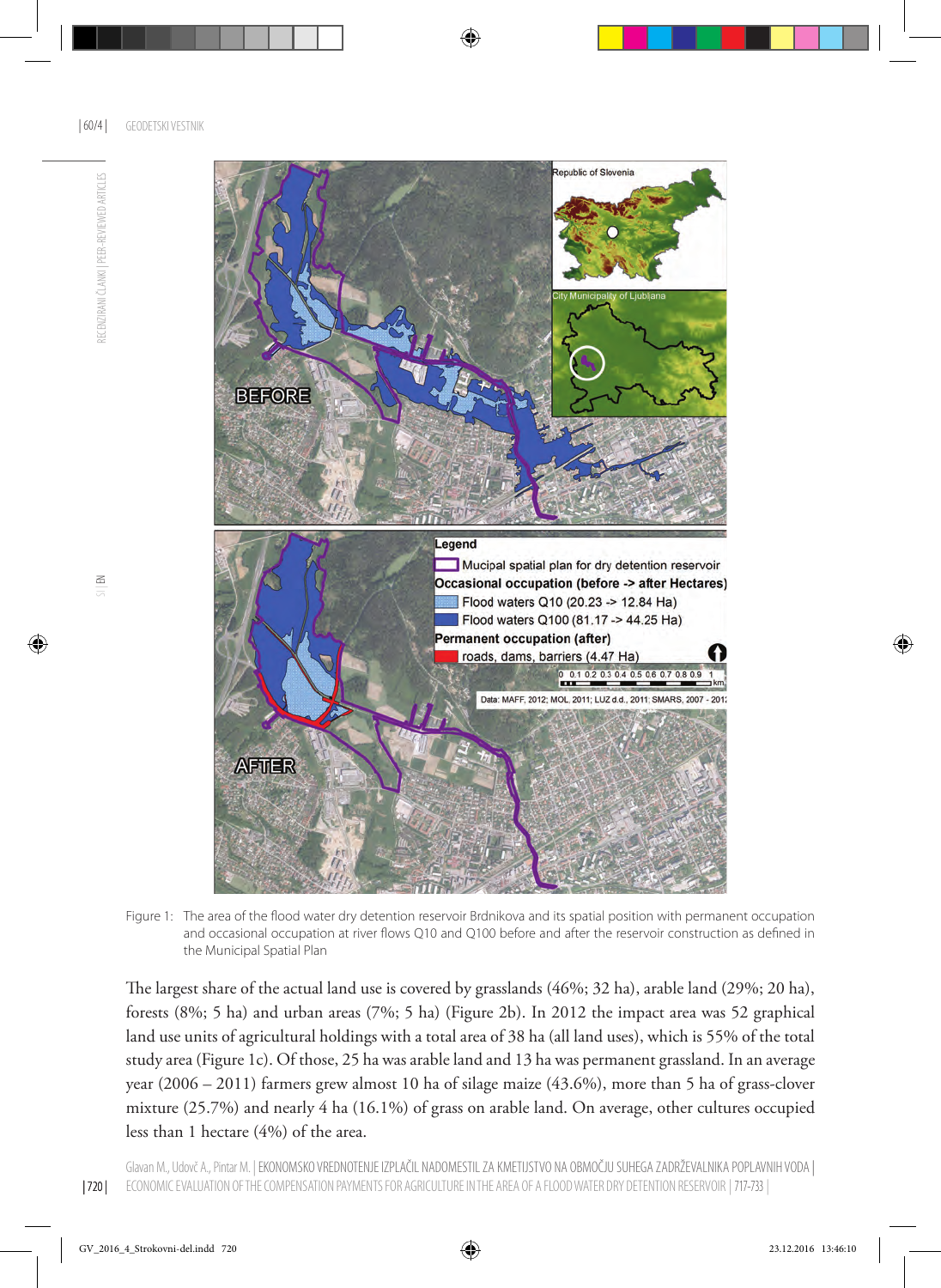Figure 1: The area of the flood water dry detention reservoir Brdnikova and its spatial position with permanent occupation and occasional occupation at river flows Q10 and Q100 before and after the reservoir construction as defined in the Municipal Spatial Plan

The largest share of the actual land use is covered by grasslands (46%; 32 ha), arable land (29%; 20 ha), forests (8%; 5 ha) and urban areas (7%; 5 ha) (Figure 2b). In 2012 the impact area was 52 graphical land use units of agricultural holdings with a total area of 38 ha (all land uses), which is 55% of the total study area (Figure 1c). Of those, 25 ha was arable land and 13 ha was permanent grassland. In an average year (2006 – 2011) farmers grew almost 10 ha of silage maize (43.6%), more than 5 ha of grass-clover mixture (25.7%) and nearly 4 ha (16.1%) of grass on arable land. On average, other cultures occupied less than 1 hectare (4%) of the area.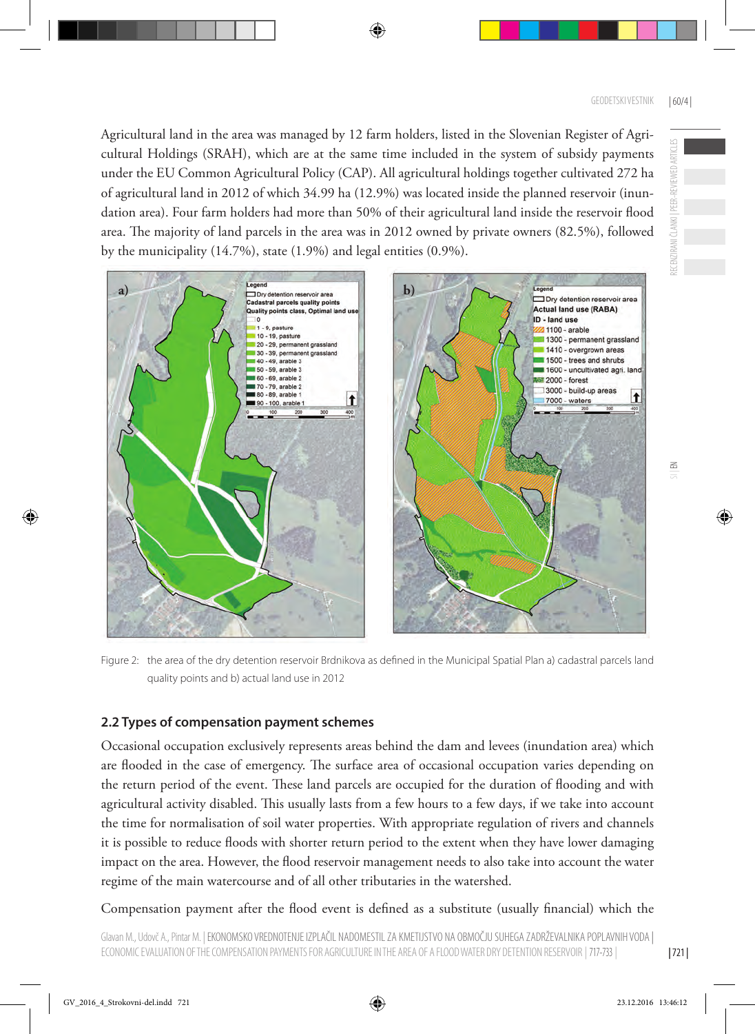Agricultural land in the area was managed by 12 farm holders, listed in the Slovenian Register of Agricultural Holdings (SRAH), which are at the same time included in the system of subsidy payments under the EU Common Agricultural Policy (CAP). All agricultural holdings together cultivated 272 ha of agricultural land in 2012 of which 34.99 ha (12.9%) was located inside the planned reservoir (inundation area). Four farm holders had more than 50% of their agricultural land inside the reservoir flood area. The majority of land parcels in the area was in 2012 owned by private owners (82.5%), followed by the municipality (14.7%), state (1.9%) and legal entities (0.9%).

Figure 2: the area of the dry detention reservoir Brdnikova as defined in the Municipal Spatial Plan a) cadastral parcels land quality points and b) actual land use in 2012

## 2.2 Types of compensation payment schemes

Occasional occupation exclusively represents areas behind the dam and levees (inundation area) which are flooded in the case of emergency. The surface area of occasional occupation varies depending on the return period of the event. These land parcels are occupied for the duration of flooding and with agricultural activity disabled. This usually lasts from a few hours to a few days, if we take into account the time for normalisation of soil water properties. With appropriate regulation of rivers and channels it is possible to reduce floods with shorter return period to the extent when they have lower damaging impact on the area. However, the flood reservoir management needs to also take into account the water regime of the main watercourse and of all other tributaries in the watershed.

Compensation payment after the flood event is defined as a substitute (usually financial) which the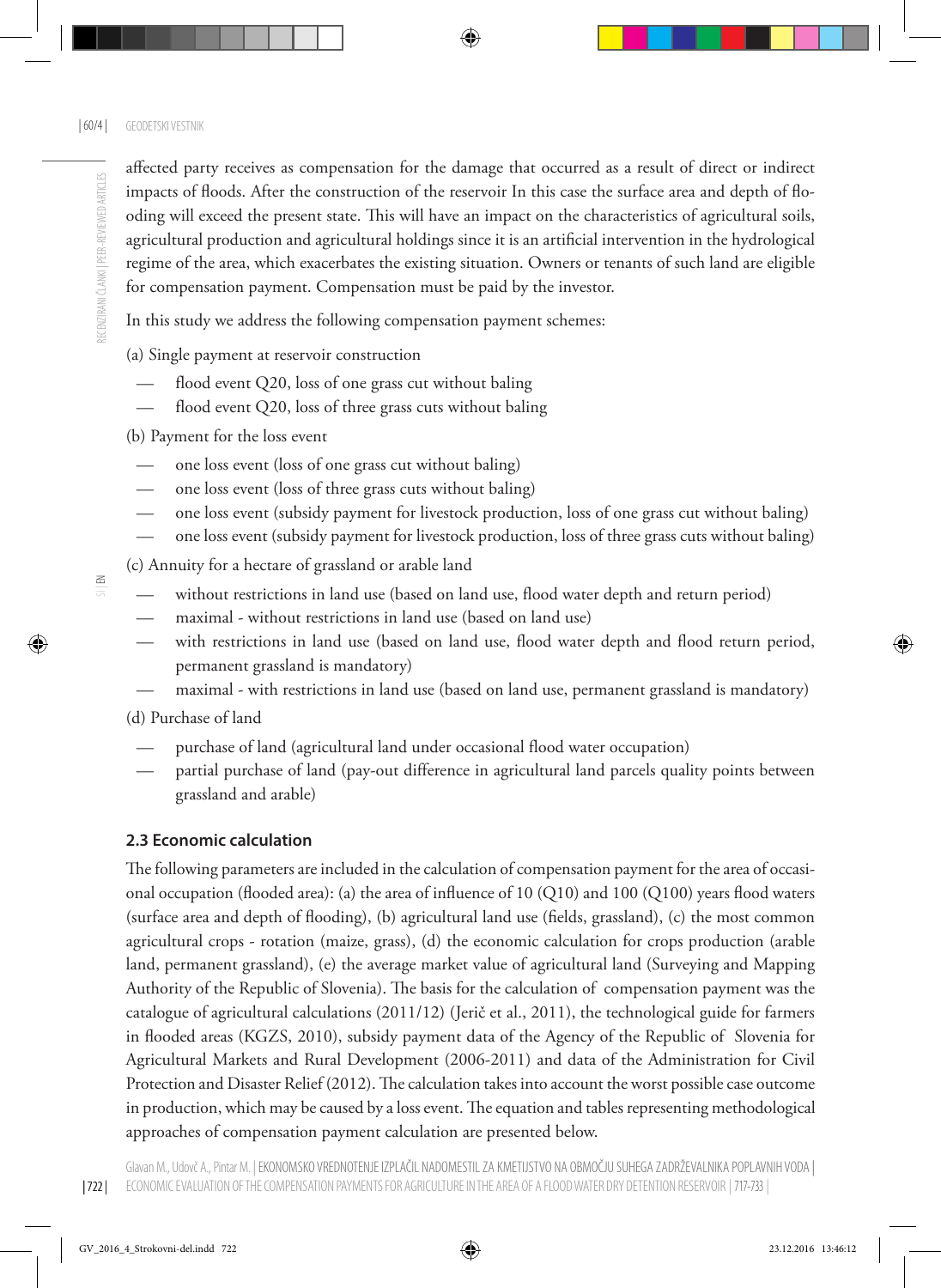affected party receives as compensation for the damage that occurred as a result of direct or indirect impacts of floods. After the construction of the reservoir In this case the surface area and depth of flooding will exceed the present state. This will have an impact on the characteristics of agricultural soils, agricultural production and agricultural holdings since it is an artificial intervention in the hydrological regime of the area, which exacerbates the existing situation. Owners or tenants of such land are eligible for compensation payment. Compensation must be paid by the investor.

In this study we address the following compensation payment schemes:

(a) Single payment at reservoir construction

- flood event Q20, loss of one grass cut without baling
- flood event Q20, loss of three grass cuts without baling

(b) Payment for the loss event

- one loss event (loss of one grass cut without baling)
- one loss event (loss of three grass cuts without baling)
- one loss event (subsidy payment for livestock production, loss of one grass cut without baling)
- one loss event (subsidy payment for livestock production, loss of three grass cuts without baling)

(c) Annuity for a hectare of grassland or arable land

- without restrictions in land use (based on land use, flood water depth and return period)
- maximal - without restrictions in land use (based on land use)
- with restrictions in land use (based on land use, flood water depth and flood return period, permanent grassland is mandatory)
- maximal - with restrictions in land use (based on land use, permanent grassland is mandatory)

(d) Purchase of land

- purchase of land (agricultural land under occasional flood water occupation)
- partial purchase of land (pay-out difference in agricultural land parcels quality points between grassland and arable)

### 2.3 Economic calculation

The following parameters are included in the calculation of compensation payment for the area of occasional occupation (flooded area): (a) the area of influence of 10 (Q10) and 100 (Q100) years flood waters (surface area and depth of flooding), (b) agricultural land use (fields, grassland), (c) the most common agricultural crops - rotation (maize, grass), (d) the economic calculation for crops production (arable land, permanent grassland), (e) the average market value of agricultural land (Surveying and Mapping Authority of the Republic of Slovenia). The basis for the calculation of compensation payment was the catalogue of agricultural calculations (2011/12) (Jerič et al., 2011), the technological guide for farmers in flooded areas (KGZS, 2010), subsidy payment data of the Agency of the Republic of Slovenia for Agricultural Markets and Rural Development (2006-2011) and data of the Administration for Civil Protection and Disaster Relief (2012). The calculation takes into account the worst possible case outcome in production, which may be caused by a loss event. The equation and tables representing methodological approaches of compensation payment calculation are presented below.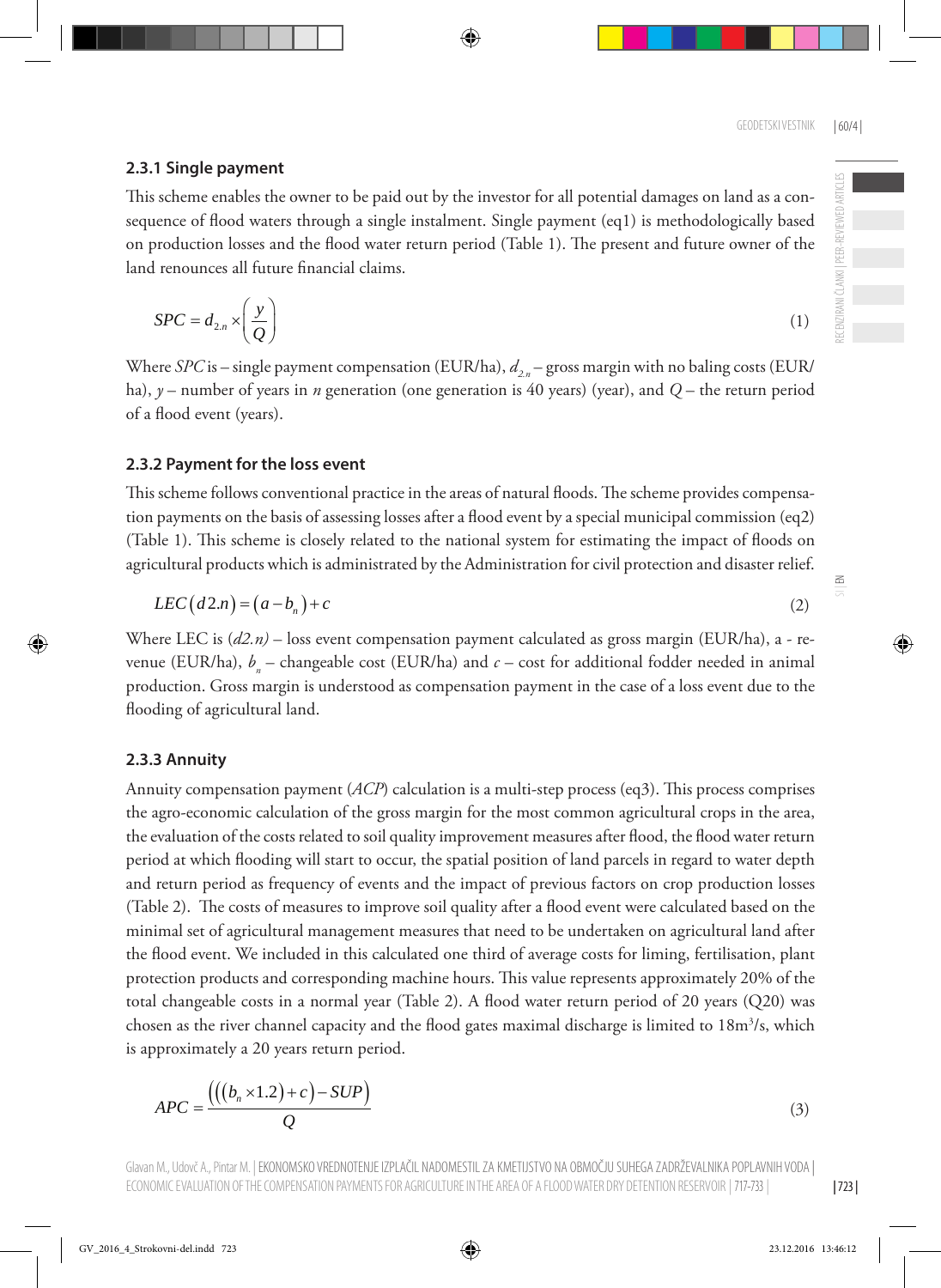### 2.3.1 Single payment

This scheme enables the owner to be paid out by the investor for all potential damages on land as a consequence of flood waters through a single instalment. Single payment (eq1) is methodologically based on production losses and the flood water return period (Table 1). The present and future owner of the land renounces all future financial claims.

$$SPC = d_{2.n} \times \left( \frac{y}{Q} \right) \tag{1}$$

Where *SPC* is – single payment compensation (EUR/ha), $d_{2.n}$ – gross margin with no baling costs (EUR/ha), $y$ – number of years in $n$ generation (one generation is 40 years) (year), and $Q$ – the return period of a flood event (years).

### 2.3.2 Payment for the loss event

This scheme follows conventional practice in the areas of natural floods. The scheme provides compensation payments on the basis of assessing losses after a flood event by a special municipal commission (eq2) (Table 1). This scheme is closely related to the national system for estimating the impact of floods on agricultural products which is administrated by the Administration for civil protection and disaster relief.

$$LEC(d2.n) = (a - b_n) + c \tag{2}$$

Where LEC is *(d2.n)* – loss event compensation payment calculated as gross margin (EUR/ha), a - revenue (EUR/ha), $b_n$ – changeable cost (EUR/ha) and $c$ – cost for additional fodder needed in animal production. Gross margin is understood as compensation payment in the case of a loss event due to the flooding of agricultural land.

### 2.3.3 Annuity

Annuity compensation payment (*ACP*) calculation is a multi-step process (eq3). This process comprises the agro-economic calculation of the gross margin for the most common agricultural crops in the area, the evaluation of the costs related to soil quality improvement measures after flood, the flood water return period at which flooding will start to occur, the spatial position of land parcels in regard to water depth and return period as frequency of events and the impact of previous factors on crop production losses (Table 2). The costs of measures to improve soil quality after a flood event were calculated based on the minimal set of agricultural management measures that need to be undertaken on agricultural land after the flood event. We included in this calculated one third of average costs for liming, fertilisation, plant protection products and corresponding machine hours. This value represents approximately 20% of the total changeable costs in a normal year (Table 2). A flood water return period of 20 years (Q20) was chosen as the river channel capacity and the flood gates maximal discharge is limited to 18m$^3$/s, which is approximately a 20 years return period.

$$APC = \frac{\left( \left( \left( b_n \times 1.2 \right) + c \right) - SUP \right)}{Q} \tag{3}$$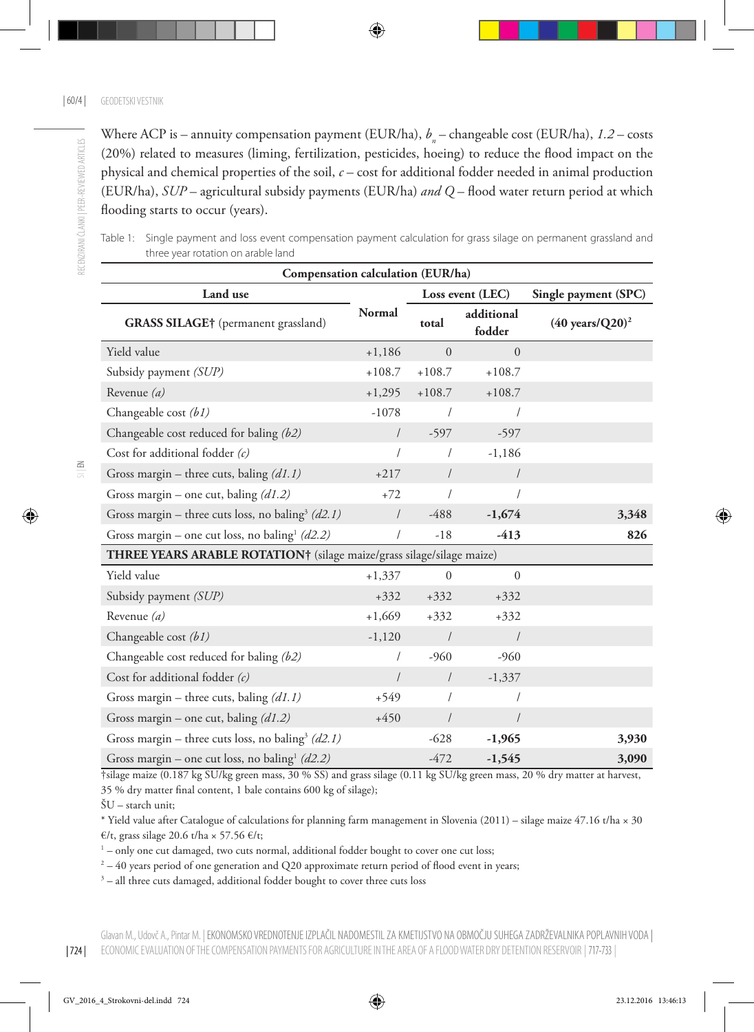Where ACP is – annuity compensation payment (EUR/ha), $b_n$ – changeable cost (EUR/ha), *1.2* – costs (20%) related to measures (liming, fertilization, pesticides, hoeing) to reduce the flood impact on the physical and chemical properties of the soil, *c* – cost for additional fodder needed in animal production (EUR/ha), *SUP* – agricultural subsidy payments (EUR/ha) *and Q* – flood water return period at which flooding starts to occur (years).

Table 1: Single payment and loss event compensation payment calculation for grass silage on permanent grassland and three year rotation on arable land

| Compensation calculation (EUR/ha) | | | | |
|---|---|---|---|---|
| **Land use** | **Normal** | **Loss event (LEC)** | | **Single payment (SPC)** |
| **GRASS SILAGE†** (permanent grassland) | | **total** | **additional fodder** | **(40 years/Q20)[2]** |
| Yield value | +1,186 | 0 | 0 | |
| Subsidy payment *(SUP)* | +108.7 | +108.7 | +108.7 | |
| Revenue *(a)* | +1,295 | +108.7 | +108.7 | |
| Changeable cost *(b1)* | -1078 | / | / | |
| Changeable cost reduced for baling *(b2)* | / | -597 | -597 | |
| Cost for additional fodder *(c)* | / | / | -1,186 | |
| Gross margin – three cuts, baling *(d1.1)* | +217 | / | / | |
| Gross margin – one cut, baling *(d1.2)* | +72 | / | / | |
| Gross margin – three cuts loss, no baling[3] *(d2.1)* | / | -488 | **-1,674** | **3,348** |
| Gross margin – one cut loss, no baling[1] *(d2.2)* | / | -18 | **-413** | **826** |
| **THREE YEARS ARABLE ROTATION†** (silage maize/grass silage/silage maize) | | | | |
| Yield value | +1,337 | 0 | 0 | |
| Subsidy payment *(SUP)* | +332 | +332 | +332 | |
| Revenue *(a)* | +1,669 | +332 | +332 | |
| Changeable cost *(b1)* | -1,120 | / | / | |
| Changeable cost reduced for baling *(b2)* | / | -960 | -960 | |
| Cost for additional fodder *(c)* | / | / | -1,337 | |
| Gross margin – three cuts, baling *(d1.1)* | +549 | / | / | |
| Gross margin – one cut, baling *(d1.2)* | +450 | / | / | |
| Gross margin – three cuts loss, no baling[3] *(d2.1)* | | -628 | **-1,965** | **3,930** |
| Gross margin – one cut loss, no baling[1] *(d2.2)* | | -472 | **-1,545** | **3,090** |

†silage maize (0.187 kg SU/kg green mass, 30 % SS) and grass silage (0.11 kg SU/kg green mass, 20 % dry matter at harvest, 35 % dry matter final content, 1 bale contains 600 kg of silage);

ŠU – starch unit;

\* Yield value after Catalogue of calculations for planning farm management in Slovenia (2011) – silage maize 47.16 t/ha × 30 €/t, grass silage 20.6 t/ha × 57.56 €/t;

[1] – only one cut damaged, two cuts normal, additional fodder bought to cover one cut loss;

[2] – 40 years period of one generation and Q20 approximate return period of flood event in years;

[3] – all three cuts damaged, additional fodder bought to cover three cuts loss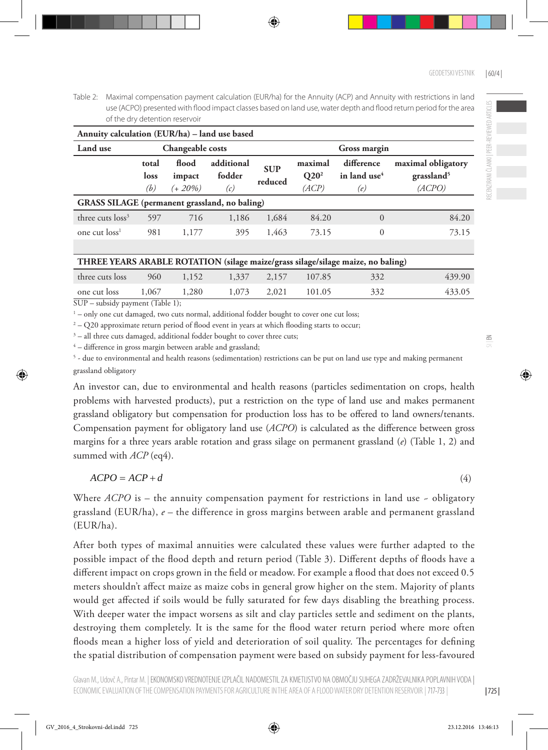Table 2: Maximal compensation payment calculation (EUR/ha) for the Annuity (ACP) and Annuity with restrictions in land use (ACPO) presented with flood impact classes based on land use, water depth and flood return period for the area of the dry detention reservoir

| Annuity calculation (EUR/ha) – land use based | | | | | | | |
|---|---|---|---|---|---|---|---|
| **Land use** | **Changeable costs** | | | | **Gross margin** | | |
| | **total loss** *(b)* | **flood impact** *(+ 20%)* | **additional fodder** *(c)* | **SUP reduced** | **maximal Q20[2]** *(ACP)* | **difference in land use[4]** *(e)* | **maximal obligatory grassland[5]** *(ACPO)* |
| **GRASS SILAGE (permanent grassland, no baling)** | | | | | | | |
| three cuts loss[3] | 597 | 716 | 1,186 | 1,684 | 84.20 | 0 | 84.20 |
| one cut loss[1] | 981 | 1,177 | 395 | 1,463 | 73.15 | 0 | 73.15 |
| | | | | | | | |
| **THREE YEARS ARABLE ROTATION (silage maize/grass silage/silage maize, no baling)** | | | | | | | |
| three cuts loss | 960 | 1,152 | 1,337 | 2,157 | 107.85 | 332 | 439.90 |
| one cut loss | 1,067 | 1,280 | 1,073 | 2,021 | 101.05 | 332 | 433.05 |

SUP – subsidy payment (Table 1);

[1] – only one cut damaged, two cuts normal, additional fodder bought to cover one cut loss;

[2] – Q20 approximate return period of flood event in years at which flooding starts to occur;

[3] – all three cuts damaged, additional fodder bought to cover three cuts;

[4] – difference in gross margin between arable and grassland;

[5] - due to environmental and health reasons (sedimentation) restrictions can be put on land use type and making permanent grassland obligatory

An investor can, due to environmental and health reasons (particles sedimentation on crops, health problems with harvested products), put a restriction on the type of land use and makes permanent grassland obligatory but compensation for production loss has to be offered to land owners/tenants. Compensation payment for obligatory land use (*ACPO*) is calculated as the difference between gross margins for a three years arable rotation and grass silage on permanent grassland (*e*) (Table 1, 2) and summed with *ACP* (eq4).

$$ACPO = ACP + d \qquad (4)$$

Where *ACPO* is – the annuity compensation payment for restrictions in land use - obligatory grassland (EUR/ha), *e* – the difference in gross margins between arable and permanent grassland (EUR/ha).

After both types of maximal annuities were calculated these values were further adapted to the possible impact of the flood depth and return period (Table 3). Different depths of floods have a different impact on crops grown in the field or meadow. For example a flood that does not exceed 0.5 meters shouldn't affect maize as maize cobs in general grow higher on the stem. Majority of plants would get affected if soils would be fully saturated for few days disabling the breathing process. With deeper water the impact worsens as silt and clay particles settle and sediment on the plants, destroying them completely. It is the same for the flood water return period where more often floods mean a higher loss of yield and deterioration of soil quality. The percentages for defining the spatial distribution of compensation payment were based on subsidy payment for less-favoured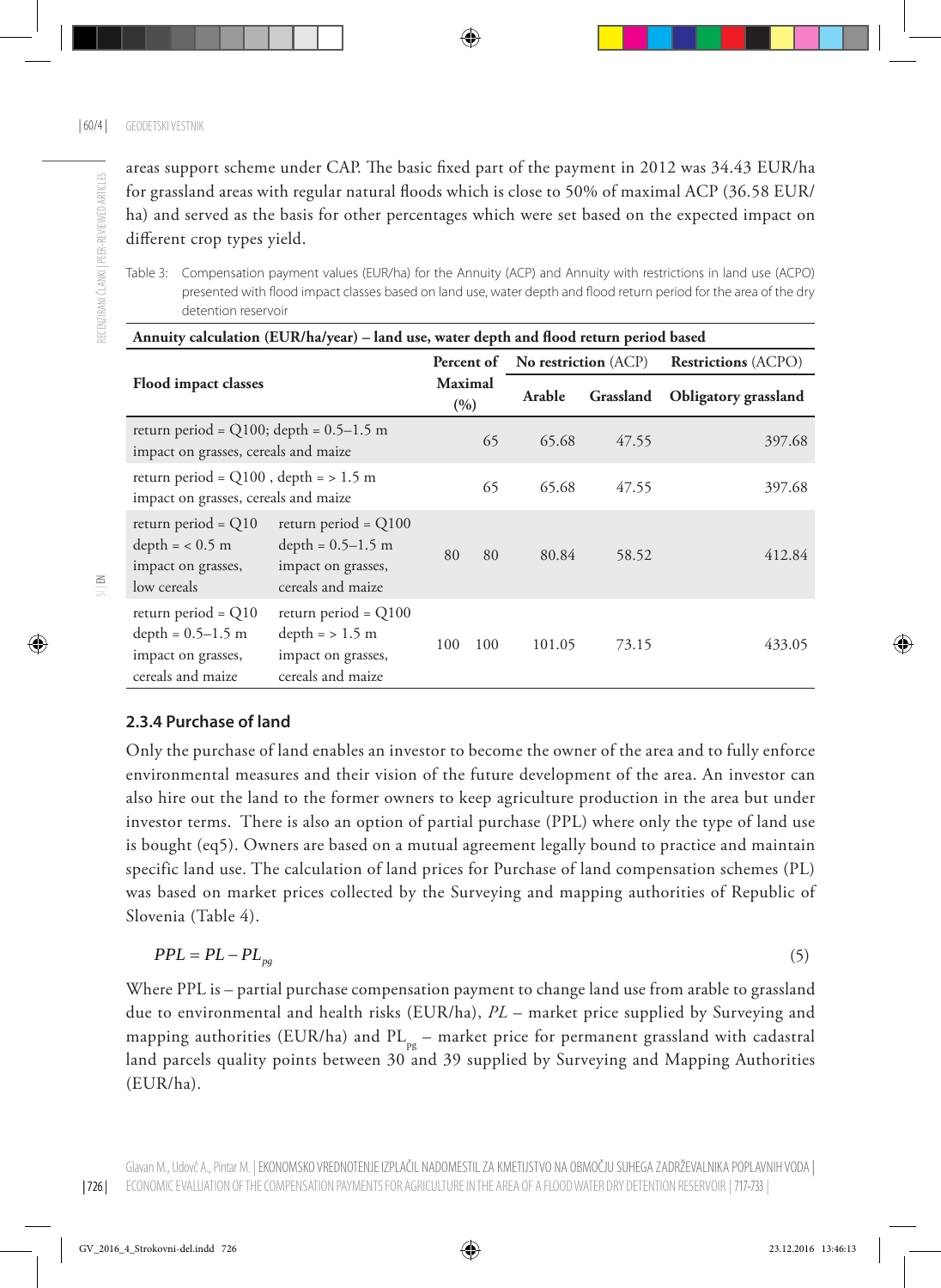areas support scheme under CAP. The basic fixed part of the payment in 2012 was 34.43 EUR/ha for grassland areas with regular natural floods which is close to 50% of maximal ACP (36.58 EUR/ha) and served as the basis for other percentages which were set based on the expected impact on different crop types yield.

Table 3: Compensation payment values (EUR/ha) for the Annuity (ACP) and Annuity with restrictions in land use (ACPO) presented with flood impact classes based on land use, water depth and flood return period for the area of the dry detention reservoir

| Annuity calculation (EUR/ha/year) – land use, water depth and flood return period based | | | | | | |
|---|---|---|---|---|---|---|
| **Flood impact classes** | | **Percent of Maximal (%)** | | **No restriction (ACP)** | | **Restrictions (ACPO)** |
| | | | | **Arable** | **Grassland** | **Obligatory grassland** |
| return period = Q100; depth = 0.5–1.5 m impact on grasses, cereals and maize | | | 65 | 65.68 | 47.55 | 397.68 |
| return period = Q100 , depth = > 1.5 m impact on grasses, cereals and maize | | | 65 | 65.68 | 47.55 | 397.68 |
| return period = Q10 depth = < 0.5 m impact on grasses, low cereals | return period = Q100 depth = 0.5–1.5 m impact on grasses, cereals and maize | 80 | 80 | 80.84 | 58.52 | 412.84 |
| return period = Q10 depth = 0.5–1.5 m impact on grasses, cereals and maize | return period = Q100 depth = > 1.5 m impact on grasses, cereals and maize | 100 | 100 | 101.05 | 73.15 | 433.05 |

### 2.3.4 Purchase of land

Only the purchase of land enables an investor to become the owner of the area and to fully enforce environmental measures and their vision of the future development of the area. An investor can also hire out the land to the former owners to keep agriculture production in the area but under investor terms. There is also an option of partial purchase (PPL) where only the type of land use is bought (eq5). Owners are based on a mutual agreement legally bound to practice and maintain specific land use. The calculation of land prices for Purchase of land compensation schemes (PL) was based on market prices collected by the Surveying and mapping authorities of Republic of Slovenia (Table 4).

$$PPL = PL - PL_{pg} \tag{5}$$

Where PPL is – partial purchase compensation payment to change land use from arable to grassland due to environmental and health risks (EUR/ha), *PL* – market price supplied by Surveying and mapping authorities (EUR/ha) and $PL_{pg}$ – market price for permanent grassland with cadastral land parcels quality points between 30 and 39 supplied by Surveying and Mapping Authorities (EUR/ha).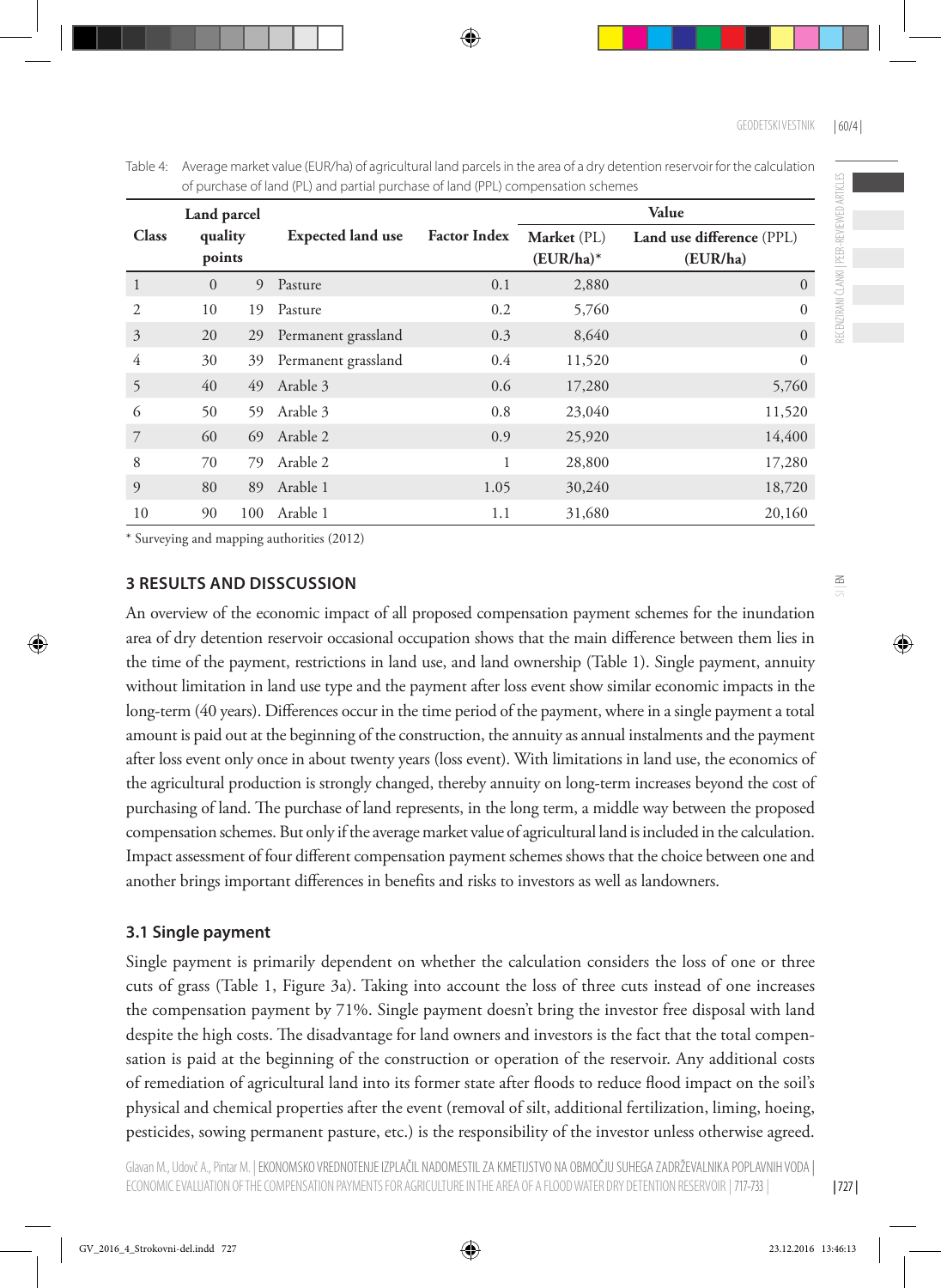Table 4: Average market value (EUR/ha) of agricultural land parcels in the area of a dry detention reservoir for the calculation of purchase of land (PL) and partial purchase of land (PPL) compensation schemes

| Class | Land parcel quality points | | Expected land use | Factor Index | Value | |
|---|---|---|---|---|---|---|
| | | | | | Market (PL) (EUR/ha)* | Land use difference (PPL) (EUR/ha) |
| 1 | 0 | 9 | Pasture | 0.1 | 2,880 | 0 |
| 2 | 10 | 19 | Pasture | 0.2 | 5,760 | 0 |
| 3 | 20 | 29 | Permanent grassland | 0.3 | 8,640 | 0 |
| 4 | 30 | 39 | Permanent grassland | 0.4 | 11,520 | 0 |
| 5 | 40 | 49 | Arable 3 | 0.6 | 17,280 | 5,760 |
| 6 | 50 | 59 | Arable 3 | 0.8 | 23,040 | 11,520 |
| 7 | 60 | 69 | Arable 2 | 0.9 | 25,920 | 14,400 |
| 8 | 70 | 79 | Arable 2 | 1 | 28,800 | 17,280 |
| 9 | 80 | 89 | Arable 1 | 1.05 | 30,240 | 18,720 |
| 10 | 90 | 100 | Arable 1 | 1.1 | 31,680 | 20,160 |

\* Surveying and mapping authorities (2012)

## 3 RESULTS AND DISSCUSSION

An overview of the economic impact of all proposed compensation payment schemes for the inundation area of dry detention reservoir occasional occupation shows that the main difference between them lies in the time of the payment, restrictions in land use, and land ownership (Table 1). Single payment, annuity without limitation in land use type and the payment after loss event show similar economic impacts in the long-term (40 years). Differences occur in the time period of the payment, where in a single payment a total amount is paid out at the beginning of the construction, the annuity as annual instalments and the payment after loss event only once in about twenty years (loss event). With limitations in land use, the economics of the agricultural production is strongly changed, thereby annuity on long-term increases beyond the cost of purchasing of land. The purchase of land represents, in the long term, a middle way between the proposed compensation schemes. But only if the average market value of agricultural land is included in the calculation. Impact assessment of four different compensation payment schemes shows that the choice between one and another brings important differences in benefits and risks to investors as well as landowners.

### 3.1 Single payment

Single payment is primarily dependent on whether the calculation considers the loss of one or three cuts of grass (Table 1, Figure 3a). Taking into account the loss of three cuts instead of one increases the compensation payment by 71%. Single payment doesn't bring the investor free disposal with land despite the high costs. The disadvantage for land owners and investors is the fact that the total compensation is paid at the beginning of the construction or operation of the reservoir. Any additional costs of remediation of agricultural land into its former state after floods to reduce flood impact on the soil's physical and chemical properties after the event (removal of silt, additional fertilization, liming, hoeing, pesticides, sowing permanent pasture, etc.) is the responsibility of the investor unless otherwise agreed.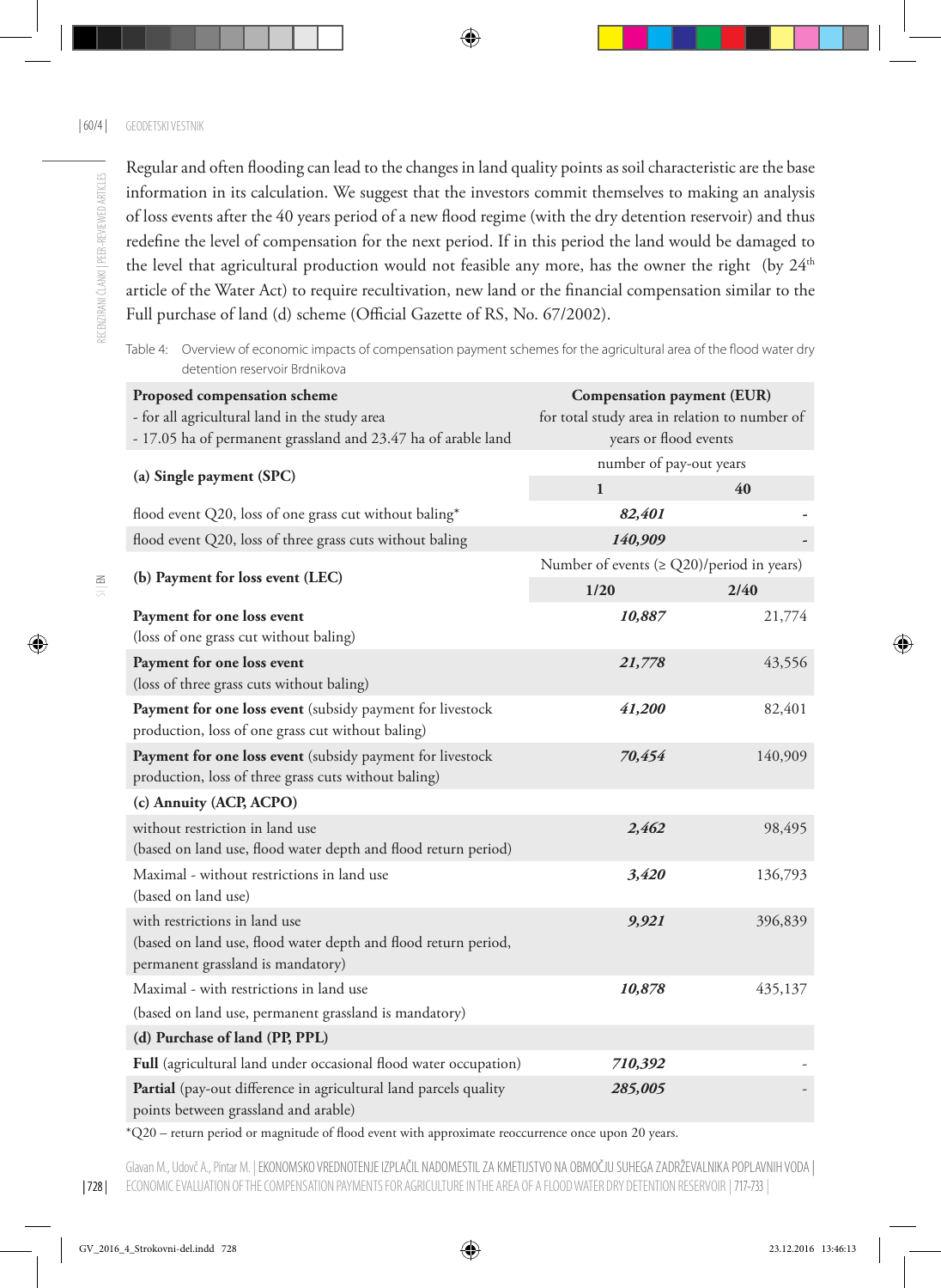Regular and often flooding can lead to the changes in land quality points as soil characteristic are the base information in its calculation. We suggest that the investors commit themselves to making an analysis of loss events after the 40 years period of a new flood regime (with the dry detention reservoir) and thus redefine the level of compensation for the next period. If in this period the land would be damaged to the level that agricultural production would not feasible any more, has the owner the right (by 24th article of the Water Act) to require recultivation, new land or the financial compensation similar to the Full purchase of land (d) scheme (Official Gazette of RS, No. 67/2002).

Table 4: Overview of economic impacts of compensation payment schemes for the agricultural area of the flood water dry detention reservoir Brdnikova

| **Proposed compensation scheme**<br>- for all agricultural land in the study area<br>- 17.05 ha of permanent grassland and 23.47 ha of arable land | **Compensation payment (EUR)**<br>for total study area in relation to number of years or flood events | |
|---|---|---|
| **(a) Single payment (SPC)** | number of pay-out years | |
| | **1** | **40** |
| flood event Q20, loss of one grass cut without baling* | ***82,401*** | - |
| flood event Q20, loss of three grass cuts without baling | ***140,909*** | - |
| **(b) Payment for loss event (LEC)** | Number of events (≥ Q20)/period in years) | |
| | **1/20** | **2/40** |
| **Payment for one loss event**<br>(loss of one grass cut without baling) | ***10,887*** | 21,774 |
| **Payment for one loss event**<br>(loss of three grass cuts without baling) | ***21,778*** | 43,556 |
| **Payment for one loss event** (subsidy payment for livestock production, loss of one grass cut without baling) | ***41,200*** | 82,401 |
| **Payment for one loss event** (subsidy payment for livestock production, loss of three grass cuts without baling) | ***70,454*** | 140,909 |
| **(c) Annuity (ACP, ACPO)** | | |
| without restriction in land use<br>(based on land use, flood water depth and flood return period) | ***2,462*** | 98,495 |
| Maximal - without restrictions in land use<br>(based on land use) | ***3,420*** | 136,793 |
| with restrictions in land use<br>(based on land use, flood water depth and flood return period, permanent grassland is mandatory) | ***9,921*** | 396,839 |
| Maximal - with restrictions in land use<br>(based on land use, permanent grassland is mandatory) | ***10,878*** | 435,137 |
| **(d) Purchase of land (PP, PPL)** | | |
| **Full** (agricultural land under occasional flood water occupation) | ***710,392*** | - |
| **Partial** (pay-out difference in agricultural land parcels quality points between grassland and arable) | ***285,005*** | - |

*Q20 – return period or magnitude of flood event with approximate reoccurrence once upon 20 years.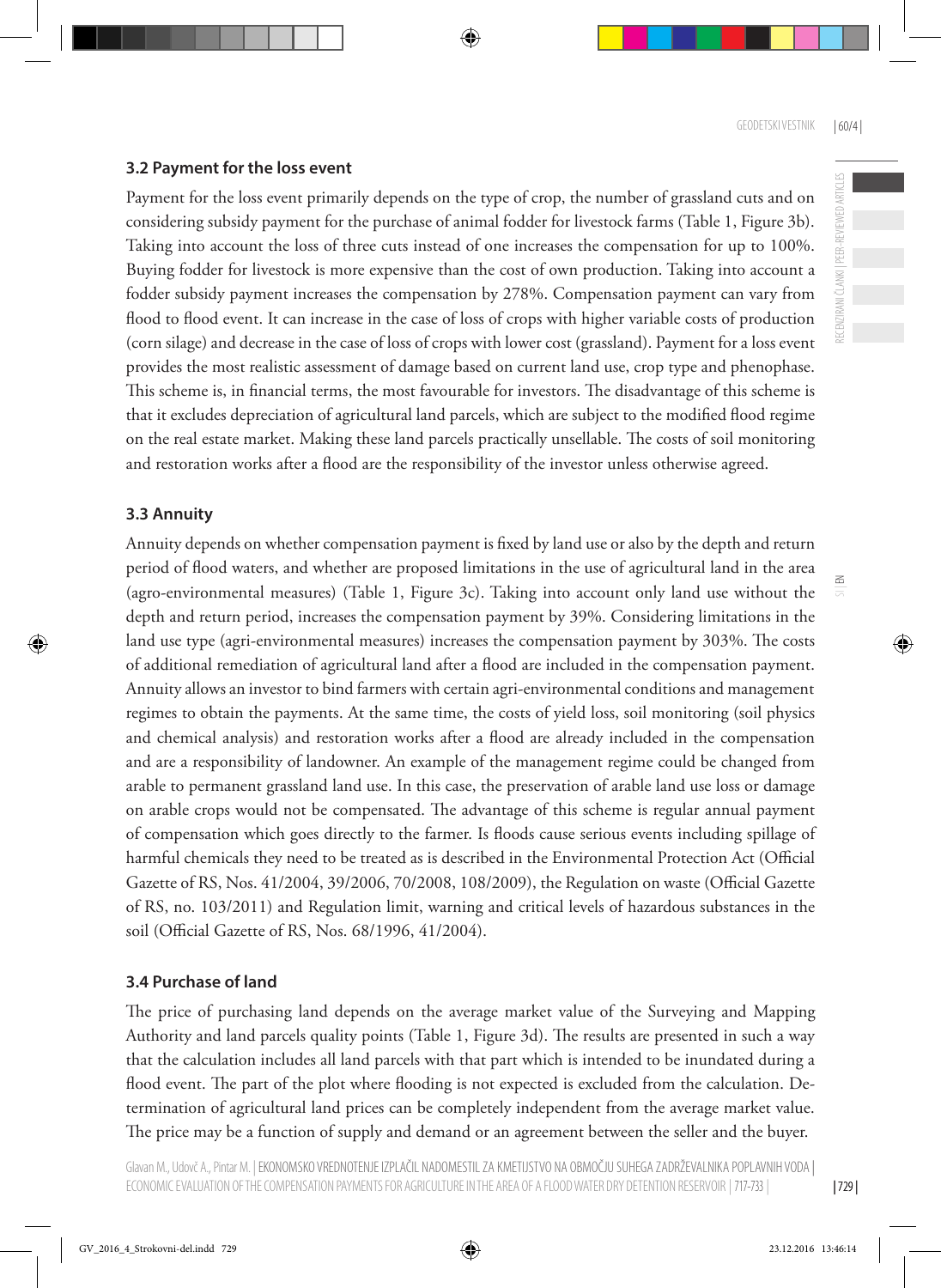### 3.2 Payment for the loss event

Payment for the loss event primarily depends on the type of crop, the number of grassland cuts and on considering subsidy payment for the purchase of animal fodder for livestock farms (Table 1, Figure 3b). Taking into account the loss of three cuts instead of one increases the compensation for up to 100%. Buying fodder for livestock is more expensive than the cost of own production. Taking into account a fodder subsidy payment increases the compensation by 278%. Compensation payment can vary from flood to flood event. It can increase in the case of loss of crops with higher variable costs of production (corn silage) and decrease in the case of loss of crops with lower cost (grassland). Payment for a loss event provides the most realistic assessment of damage based on current land use, crop type and phenophase. This scheme is, in financial terms, the most favourable for investors. The disadvantage of this scheme is that it excludes depreciation of agricultural land parcels, which are subject to the modified flood regime on the real estate market. Making these land parcels practically unsellable. The costs of soil monitoring and restoration works after a flood are the responsibility of the investor unless otherwise agreed.

### 3.3 Annuity

Annuity depends on whether compensation payment is fixed by land use or also by the depth and return period of flood waters, and whether are proposed limitations in the use of agricultural land in the area (agro-environmental measures) (Table 1, Figure 3c). Taking into account only land use without the depth and return period, increases the compensation payment by 39%. Considering limitations in the land use type (agri-environmental measures) increases the compensation payment by 303%. The costs of additional remediation of agricultural land after a flood are included in the compensation payment. Annuity allows an investor to bind farmers with certain agri-environmental conditions and management regimes to obtain the payments. At the same time, the costs of yield loss, soil monitoring (soil physics and chemical analysis) and restoration works after a flood are already included in the compensation and are a responsibility of landowner. An example of the management regime could be changed from arable to permanent grassland land use. In this case, the preservation of arable land use loss or damage on arable crops would not be compensated. The advantage of this scheme is regular annual payment of compensation which goes directly to the farmer. Is floods cause serious events including spillage of harmful chemicals they need to be treated as is described in the Environmental Protection Act (Official Gazette of RS, Nos. 41/2004, 39/2006, 70/2008, 108/2009), the Regulation on waste (Official Gazette of RS, no. 103/2011) and Regulation limit, warning and critical levels of hazardous substances in the soil (Official Gazette of RS, Nos. 68/1996, 41/2004).

### 3.4 Purchase of land

The price of purchasing land depends on the average market value of the Surveying and Mapping Authority and land parcels quality points (Table 1, Figure 3d). The results are presented in such a way that the calculation includes all land parcels with that part which is intended to be inundated during a flood event. The part of the plot where flooding is not expected is excluded from the calculation. Determination of agricultural land prices can be completely independent from the average market value. The price may be a function of supply and demand or an agreement between the seller and the buyer.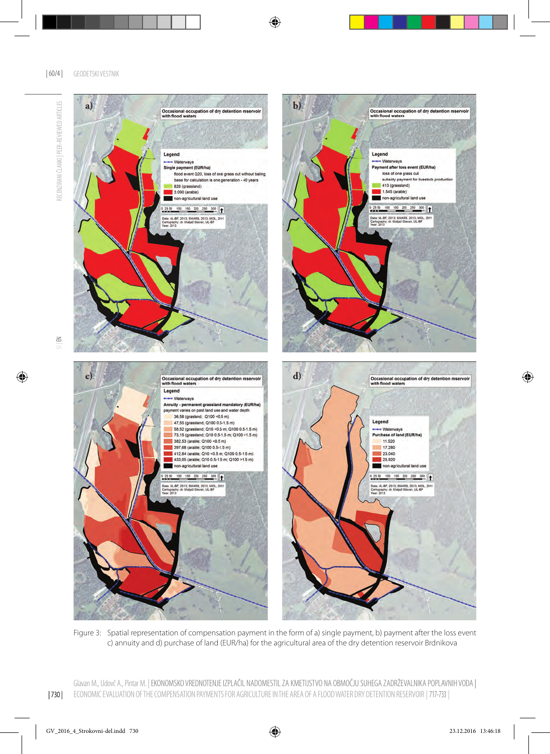Figure 3: Spatial representation of compensation payment in the form of a) single payment, b) payment after the loss event c) annuity and d) purchase of land (EUR/ha) for the agricultural area of the dry detention reservoir Brdnikova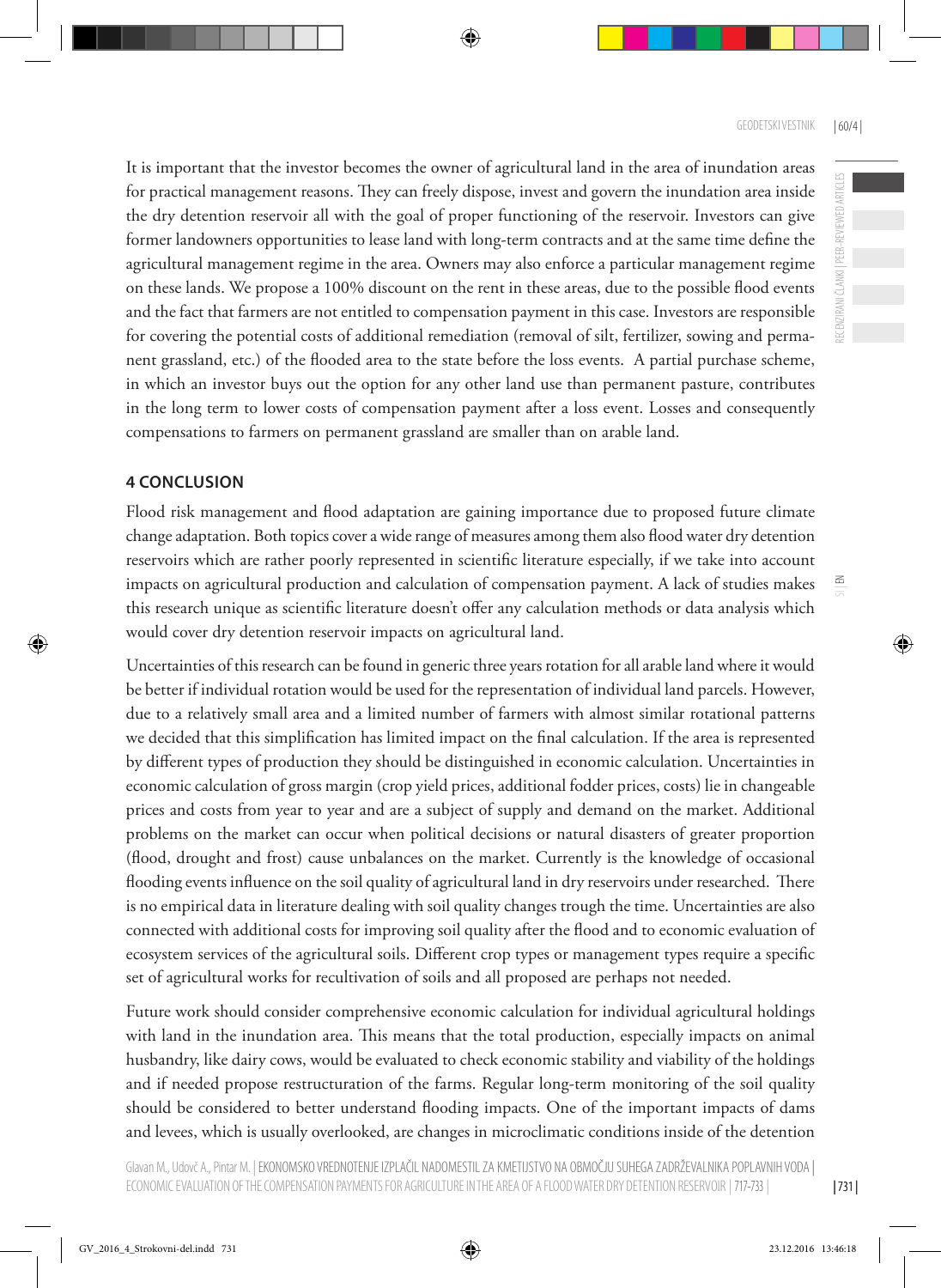It is important that the investor becomes the owner of agricultural land in the area of inundation areas for practical management reasons. They can freely dispose, invest and govern the inundation area inside the dry detention reservoir all with the goal of proper functioning of the reservoir. Investors can give former landowners opportunities to lease land with long-term contracts and at the same time define the agricultural management regime in the area. Owners may also enforce a particular management regime on these lands. We propose a 100% discount on the rent in these areas, due to the possible flood events and the fact that farmers are not entitled to compensation payment in this case. Investors are responsible for covering the potential costs of additional remediation (removal of silt, fertilizer, sowing and permanent grassland, etc.) of the flooded area to the state before the loss events.  A partial purchase scheme, in which an investor buys out the option for any other land use than permanent pasture, contributes in the long term to lower costs of compensation payment after a loss event. Losses and consequently compensations to farmers on permanent grassland are smaller than on arable land.

## 4 CONCLUSION

Flood risk management and flood adaptation are gaining importance due to proposed future climate change adaptation. Both topics cover a wide range of measures among them also flood water dry detention reservoirs which are rather poorly represented in scientific literature especially, if we take into account impacts on agricultural production and calculation of compensation payment. A lack of studies makes this research unique as scientific literature doesn't offer any calculation methods or data analysis which would cover dry detention reservoir impacts on agricultural land.

Uncertainties of this research can be found in generic three years rotation for all arable land where it would be better if individual rotation would be used for the representation of individual land parcels. However, due to a relatively small area and a limited number of farmers with almost similar rotational patterns we decided that this simplification has limited impact on the final calculation. If the area is represented by different types of production they should be distinguished in economic calculation. Uncertainties in economic calculation of gross margin (crop yield prices, additional fodder prices, costs) lie in changeable prices and costs from year to year and are a subject of supply and demand on the market. Additional problems on the market can occur when political decisions or natural disasters of greater proportion (flood, drought and frost) cause unbalances on the market. Currently is the knowledge of occasional flooding events influence on the soil quality of agricultural land in dry reservoirs under researched.  There is no empirical data in literature dealing with soil quality changes trough the time. Uncertainties are also connected with additional costs for improving soil quality after the flood and to economic evaluation of ecosystem services of the agricultural soils. Different crop types or management types require a specific set of agricultural works for recultivation of soils and all proposed are perhaps not needed.

Future work should consider comprehensive economic calculation for individual agricultural holdings with land in the inundation area. This means that the total production, especially impacts on animal husbandry, like dairy cows, would be evaluated to check economic stability and viability of the holdings and if needed propose restructuration of the farms. Regular long-term monitoring of the soil quality should be considered to better understand flooding impacts. One of the important impacts of dams and levees, which is usually overlooked, are changes in microclimatic conditions inside of the detention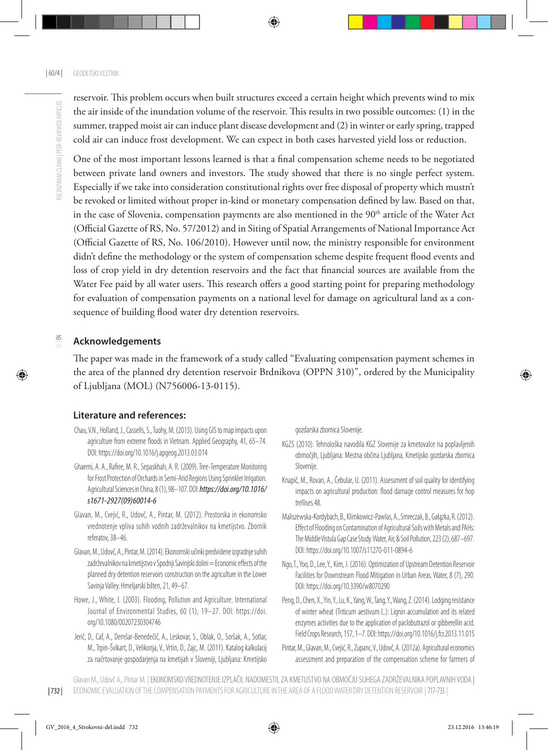reservoir. This problem occurs when built structures exceed a certain height which prevents wind to mix the air inside of the inundation volume of the reservoir. This results in two possible outcomes: (1) in the summer, trapped moist air can induce plant disease development and (2) in winter or early spring, trapped cold air can induce frost development. We can expect in both cases harvested yield loss or reduction.

One of the most important lessons learned is that a final compensation scheme needs to be negotiated between private land owners and investors. The study showed that there is no single perfect system. Especially if we take into consideration constitutional rights over free disposal of property which mustn't be revoked or limited without proper in-kind or monetary compensation defined by law. Based on that, in the case of Slovenia, compensation payments are also mentioned in the 90th article of the Water Act (Official Gazette of RS, No. 57/2012) and in Siting of Spatial Arrangements of National Importance Act (Official Gazette of RS, No. 106/2010). However until now, the ministry responsible for environment didn't define the methodology or the system of compensation scheme despite frequent flood events and loss of crop yield in dry detention reservoirs and the fact that financial sources are available from the Water Fee paid by all water users. This research offers a good starting point for preparing methodology for evaluation of compensation payments on a national level for damage on agricultural land as a consequence of building flood water dry detention reservoirs.

## Acknowledgements

The paper was made in the framework of a study called "Evaluating compensation payment schemes in the area of the planned dry detention reservoir Brdnikova (OPPN 310)", ordered by the Municipality of Ljubljana (MOL) (N756006-13-0115).

## Literature and references:

Chau, V.N., Holland, J., Cassells, S., Tuohy, M. (2013). Using GIS to map impacts upon agriculture from extreme floods in Vietnam. Applied Geography, 41, 65–74. DOI: https://doi.org/10.1016/j.apgeog.2013.03.014

Ghaemi, A. A., Rafiee, M. R., Sepaskhah, A. R. (2009). Tree-Temperature Monitoring for Frost Protection of Orchards in Semi-Arid Regions Using Sprinkler Irrigation. Agricultural Sciences in China, 8 (1), 98–107. DOI: ***https://doi.org/10.1016/s1671-2927(09)60014-6***

Glavan, M., Cvejić, R., Udovč, A., Pintar, M. (2012). Prostorska in ekonomsko vrednotenje vpliva suhih vodnih zadrževalnikov na kmetijstvo. Zbornik referatov, 38–46.

Glavan, M., Udovč, A., Pintar, M. (2014). Ekonomski učinki predvidene izgradnje suhih zadrževalnikov na kmetijstvo v Spodnji Savinjski dolini = Economic effects of the planned dry detention reservoirs construction on the agriculture in the Lower Savinja Valley. Hmeljarski bilten, 21, 49–67.

Howe, J., White, I. (2003). Flooding, Pollution and Agriculture. International Journal of Environmental Studies, 60 (1), 19–27. DOI: https://doi.org/10.1080/00207230304746

Jerič, D., Caf, A., Demšar-Benedečič, A., Leskovar, S., Oblak, O., Soršak, A., Sotlar, M., Trpin-Švikart, D., Velikonja, V., Vrtin, D., Zajc, M. (2011). Katalog kalkulacij za načrtovanje gospodarjenja na kmetijah v Sloveniji, Ljubljana: Kmetijsko gozdarska zbornica Slovenije.

KGZS (2010). Tehnološka navodila KGZ Slovenije za kmetovalce na poplavljenih območjih, Ljubljana: Mestna občina Ljubljana, Kmetijsko gozdarska zbornica Slovenije.

Knapič, M., Rovan, A., Čebular, U. (2011). Assessment of soil quality for identifying impacts on agricultural production: flood damage control measures for hop trellises.48.

Maliszewska-Kordybach, B., Klimkowicz-Pawlas, A., Smreczak, B., Gałązka, R. (2012). Effect of Flooding on Contamination of Agricultural Soils with Metals and PAHs: The Middle Vistula Gap Case Study. Water, Air, & Soil Pollution, 223 (2), 687–697. DOI: https://doi.org/10.1007/s11270-011-0894-6

Ngo, T., Yoo, D., Lee, Y., Kim, J. (2016). Optimization of Upstream Detention Reservoir Facilities for Downstream Flood Mitigation in Urban Areas. Water, 8 (7), 290. DOI: https://doi.org/10.3390/w8070290

Peng, D., Chen, X., Yin, Y., Lu, K., Yang, W., Tang, Y., Wang, Z. (2014). Lodging resistance of winter wheat (Triticum aestivum L.): Lignin accumulation and its related enzymes activities due to the application of paclobutrazol or gibberellin acid. Field Crops Research, 157, 1–7. DOI: https://doi.org/10.1016/j.fcr.2013.11.015

Pintar, M., Glavan, M., Cvejić, R., Zupanc, V., Udovč, A. (2012a). Agricultural economics assessment and preparation of the compensation scheme for farmers of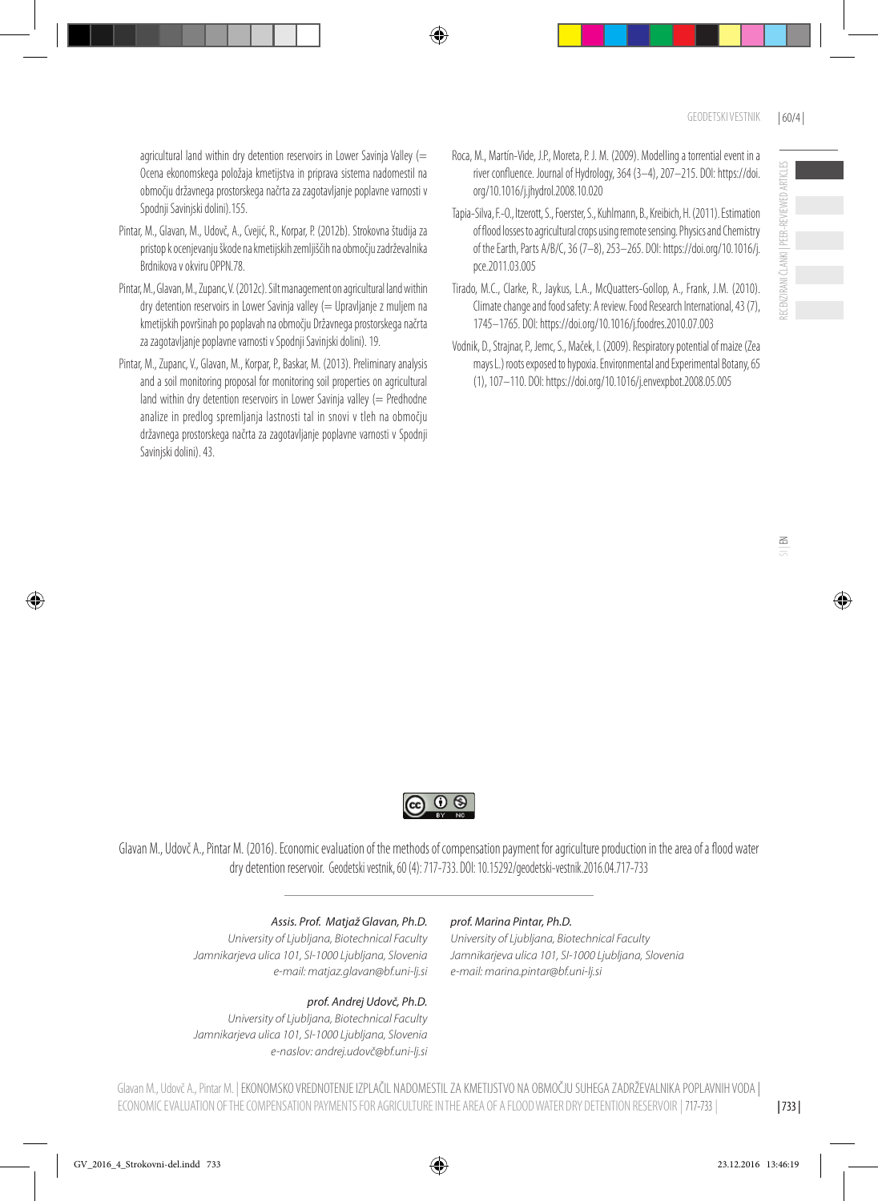agricultural land within dry detention reservoirs in Lower Savinja Valley (= Ocena ekonomskega položaja kmetijstva in priprava sistema nadomestil na območju državnega prostorskega načrta za zagotavljanje poplavne varnosti v Spodnji Savinjski dolini). 155.

Pintar, M., Glavan, M., Udovč, A., Cvejić, R., Korpar, P. (2012b). Strokovna študija za pristop k ocenjevanju škode na kmetijskih zemljiščih na območju zadrževalnika Brdnikova v okviru OPPN. 78.

Pintar, M., Glavan, M., Zupanc, V. (2012c). Silt management on agricultural land within dry detention reservoirs in Lower Savinja valley (= Upravljanje z muljem na kmetijskih površinah po poplavah na območju Državnega prostorskega načrta za zagotavljanje poplavne varnosti v Spodnji Savinjski dolini). 19.

Pintar, M., Zupanc, V., Glavan, M., Korpar, P., Baskar, M. (2013). Preliminary analysis and a soil monitoring proposal for monitoring soil properties on agricultural land within dry detention reservoirs in Lower Savinja valley (= Predhodne analize in predlog spremljanja lastnosti tal in snovi v tleh na območju državnega prostorskega načrta za zagotavljanje poplavne varnosti v Spodnji Savinjski dolini). 43.

Roca, M., Martín-Vide, J.P., Moreta, P. J. M. (2009). Modelling a torrential event in a river confluence. Journal of Hydrology, 364 (3–4), 207–215. DOI: https://doi.org/10.1016/j.jhydrol.2008.10.020

Tapia-Silva, F.-O., Itzerott, S., Foerster, S., Kuhlmann, B., Kreibich, H. (2011). Estimation of flood losses to agricultural crops using remote sensing. Physics and Chemistry of the Earth, Parts A/B/C, 36 (7–8), 253–265. DOI: https://doi.org/10.1016/j.pce.2011.03.005

Tirado, M.C., Clarke, R., Jaykus, L.A., McQuatters-Gollop, A., Frank, J.M. (2010). Climate change and food safety: A review. Food Research International, 43 (7), 1745–1765. DOI: https://doi.org/10.1016/j.foodres.2010.07.003

Vodnik, D., Strajnar, P., Jemc, S., Maček, I. (2009). Respiratory potential of maize (Zea mays L.) roots exposed to hypoxia. Environmental and Experimental Botany, 65 (1), 107–110. DOI: https://doi.org/10.1016/j.envexpbot.2008.05.005

Glavan M., Udovč A., Pintar M. (2016). Economic evaluation of the methods of compensation payment for agriculture production in the area of a flood water dry detention reservoir. Geodetski vestnik, 60 (4): 717-733. DOI: 10.15292/geodetski-vestnik.2016.04.717-733

*Assis. Prof. Matjaž Glavan, Ph.D.*
*University of Ljubljana, Biotechnical Faculty*
*Jamnikarjeva ulica 101, SI-1000 Ljubljana, Slovenia*
*e-mail: matjaz.glavan@bf.uni-lj.si*

*prof. Andrej Udovč, Ph.D.*
*University of Ljubljana, Biotechnical Faculty*
*Jamnikarjeva ulica 101, SI-1000 Ljubljana, Slovenia*
*e-naslov: andrej.udovč@bf.uni-lj.si*

*prof. Marina Pintar, Ph.D.*
*University of Ljubljana, Biotechnical Faculty*
*Jamnikarjeva ulica 101, SI-1000 Ljubljana, Slovenia*
*e-mail: marina.pintar@bf.uni-lj.si*